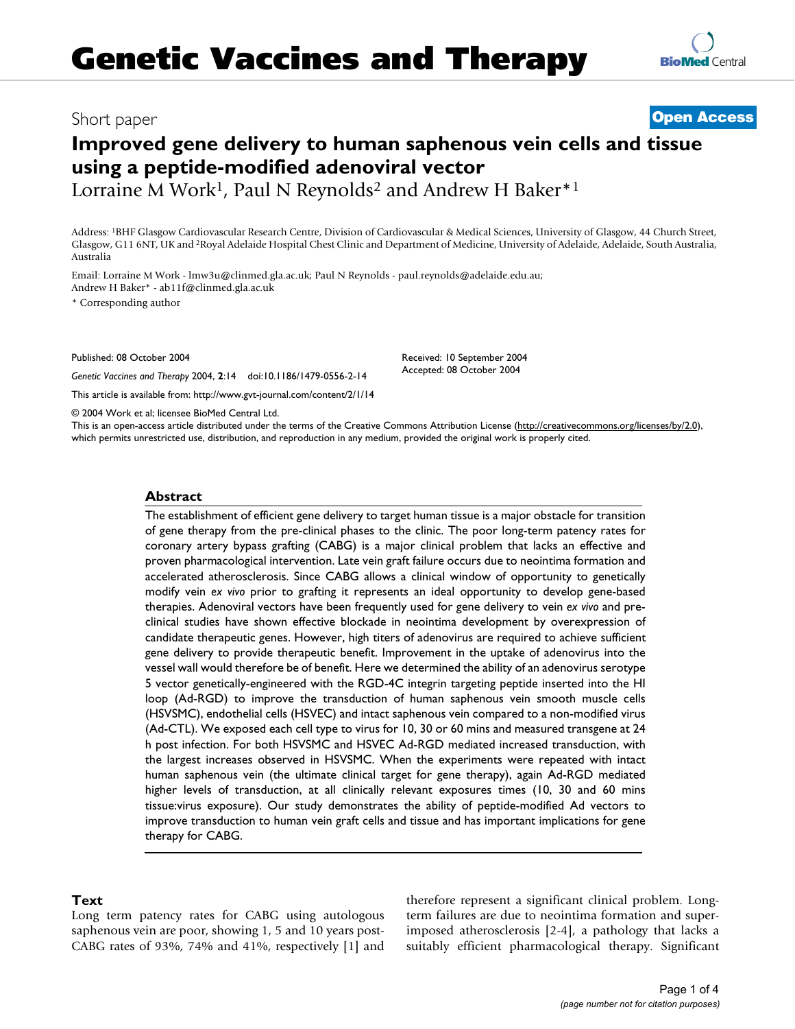Short paper

**Open Access**

# Improved gene delivery to human saphenous vein cells and tissue using a peptide-modified adenoviral vector

Lorraine M Work[1], Paul N Reynolds[2] and Andrew H Baker*[1]

Address: [1]BHF Glasgow Cardiovascular Research Centre, Division of Cardiovascular & Medical Sciences, University of Glasgow, 44 Church Street, Glasgow, G11 6NT, UK and [2]Royal Adelaide Hospital Chest Clinic and Department of Medicine, University of Adelaide, Adelaide, South Australia, Australia

Email: Lorraine M Work - lmw3u@clinmed.gla.ac.uk; Paul N Reynolds - paul.reynolds@adelaide.edu.au; Andrew H Baker* - ab11f@clinmed.gla.ac.uk

* Corresponding author

Published: 08 October 2004

*Genetic Vaccines and Therapy* 2004, **2**:14 doi:10.1186/1479-0556-2-14

Received: 10 September 2004

Accepted: 08 October 2004

This article is available from: http://www.gvt-journal.com/content/2/1/14

© 2004 Work et al; licensee BioMed Central Ltd.

This is an open-access article distributed under the terms of the Creative Commons Attribution License (http://creativecommons.org/licenses/by/2.0), which permits unrestricted use, distribution, and reproduction in any medium, provided the original work is properly cited.

## Abstract

The establishment of efficient gene delivery to target human tissue is a major obstacle for transition of gene therapy from the pre-clinical phases to the clinic. The poor long-term patency rates for coronary artery bypass grafting (CABG) is a major clinical problem that lacks an effective and proven pharmacological intervention. Late vein graft failure occurs due to neointima formation and accelerated atherosclerosis. Since CABG allows a clinical window of opportunity to genetically modify vein *ex vivo* prior to grafting it represents an ideal opportunity to develop gene-based therapies. Adenoviral vectors have been frequently used for gene delivery to vein *ex vivo* and pre-clinical studies have shown effective blockade in neointima development by overexpression of candidate therapeutic genes. However, high titers of adenovirus are required to achieve sufficient gene delivery to provide therapeutic benefit. Improvement in the uptake of adenovirus into the vessel wall would therefore be of benefit. Here we determined the ability of an adenovirus serotype 5 vector genetically-engineered with the RGD-4C integrin targeting peptide inserted into the HI loop (Ad-RGD) to improve the transduction of human saphenous vein smooth muscle cells (HSVSMC), endothelial cells (HSVEC) and intact saphenous vein compared to a non-modified virus (Ad-CTL). We exposed each cell type to virus for 10, 30 or 60 mins and measured transgene at 24 h post infection. For both HSVSMC and HSVEC Ad-RGD mediated increased transduction, with the largest increases observed in HSVSMC. When the experiments were repeated with intact human saphenous vein (the ultimate clinical target for gene therapy), again Ad-RGD mediated higher levels of transduction, at all clinically relevant exposures times (10, 30 and 60 mins tissue:virus exposure). Our study demonstrates the ability of peptide-modified Ad vectors to improve transduction to human vein graft cells and tissue and has important implications for gene therapy for CABG.

## Text

Long term patency rates for CABG using autologous saphenous vein are poor, showing 1, 5 and 10 years post-CABG rates of 93%, 74% and 41%, respectively [1] and therefore represent a significant clinical problem. Long-term failures are due to neointima formation and superimposed atherosclerosis [2-4], a pathology that lacks a suitably efficient pharmacological therapy. Significant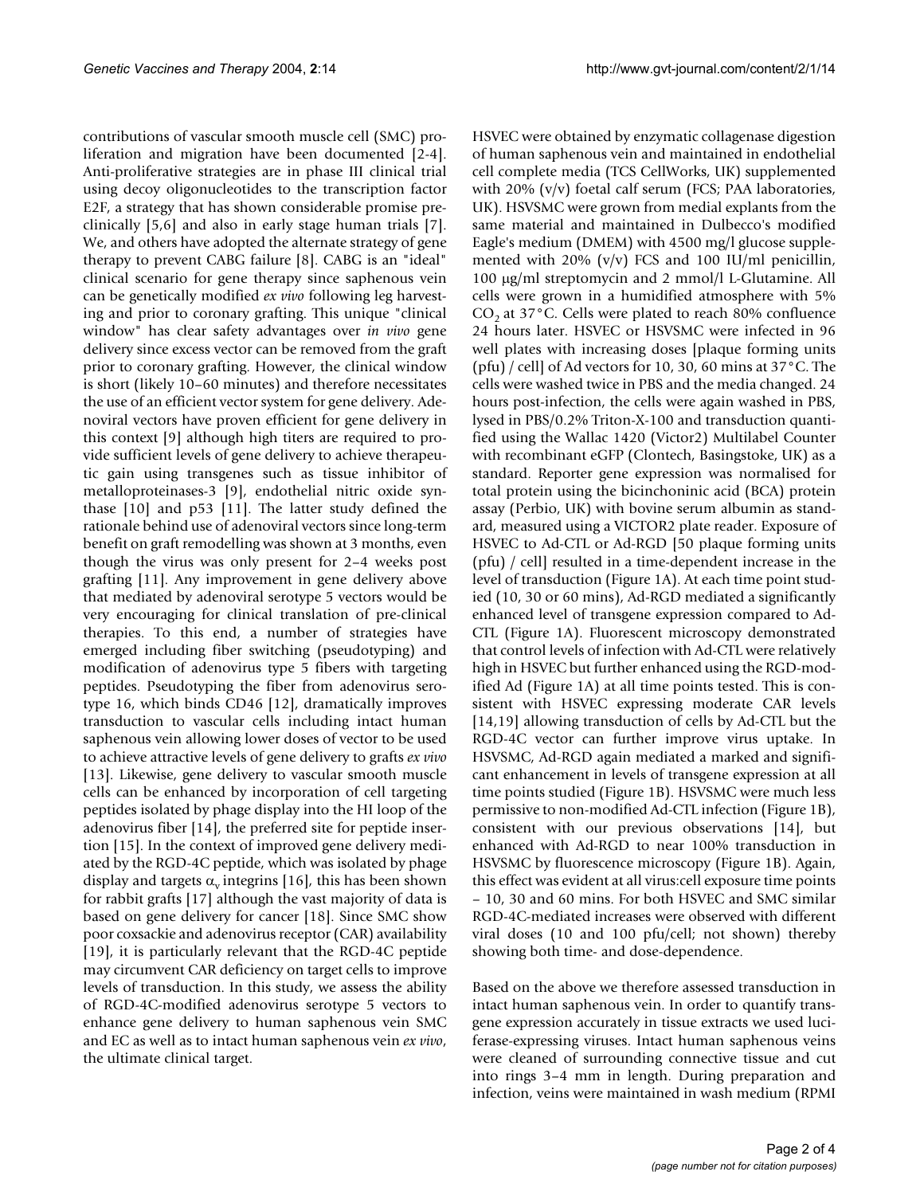contributions of vascular smooth muscle cell (SMC) proliferation and migration have been documented [2-4]. Anti-proliferative strategies are in phase III clinical trial using decoy oligonucleotides to the transcription factor E2F, a strategy that has shown considerable promise preclinically [5,6] and also in early stage human trials [7]. We, and others have adopted the alternate strategy of gene therapy to prevent CABG failure [8]. CABG is an "ideal" clinical scenario for gene therapy since saphenous vein can be genetically modified *ex vivo* following leg harvesting and prior to coronary grafting. This unique "clinical window" has clear safety advantages over *in vivo* gene delivery since excess vector can be removed from the graft prior to coronary grafting. However, the clinical window is short (likely 10–60 minutes) and therefore necessitates the use of an efficient vector system for gene delivery. Adenoviral vectors have proven efficient for gene delivery in this context [9] although high titers are required to provide sufficient levels of gene delivery to achieve therapeutic gain using transgenes such as tissue inhibitor of metalloproteinases-3 [9], endothelial nitric oxide synthase [10] and p53 [11]. The latter study defined the rationale behind use of adenoviral vectors since long-term benefit on graft remodelling was shown at 3 months, even though the virus was only present for 2–4 weeks post grafting [11]. Any improvement in gene delivery above that mediated by adenoviral serotype 5 vectors would be very encouraging for clinical translation of pre-clinical therapies. To this end, a number of strategies have emerged including fiber switching (pseudotyping) and modification of adenovirus type 5 fibers with targeting peptides. Pseudotyping the fiber from adenovirus serotype 16, which binds CD46 [12], dramatically improves transduction to vascular cells including intact human saphenous vein allowing lower doses of vector to be used to achieve attractive levels of gene delivery to grafts *ex vivo* [13]. Likewise, gene delivery to vascular smooth muscle cells can be enhanced by incorporation of cell targeting peptides isolated by phage display into the HI loop of the adenovirus fiber [14], the preferred site for peptide insertion [15]. In the context of improved gene delivery mediated by the RGD-4C peptide, which was isolated by phage display and targets $\alpha_v$ integrins [16], this has been shown for rabbit grafts [17] although the vast majority of data is based on gene delivery for cancer [18]. Since SMC show poor coxsackie and adenovirus receptor (CAR) availability [19], it is particularly relevant that the RGD-4C peptide may circumvent CAR deficiency on target cells to improve levels of transduction. In this study, we assess the ability of RGD-4C-modified adenovirus serotype 5 vectors to enhance gene delivery to human saphenous vein SMC and EC as well as to intact human saphenous vein *ex vivo*, the ultimate clinical target.

HSVEC were obtained by enzymatic collagenase digestion of human saphenous vein and maintained in endothelial cell complete media (TCS CellWorks, UK) supplemented with 20% (v/v) foetal calf serum (FCS; PAA laboratories, UK). HSVSMC were grown from medial explants from the same material and maintained in Dulbecco's modified Eagle's medium (DMEM) with 4500 mg/l glucose supplemented with 20% (v/v) FCS and 100 IU/ml penicillin, 100 μg/ml streptomycin and 2 mmol/l L-Glutamine. All cells were grown in a humidified atmosphere with 5% $CO_2$ at 37°C. Cells were plated to reach 80% confluence 24 hours later. HSVEC or HSVSMC were infected in 96 well plates with increasing doses [plaque forming units (pfu) / cell] of Ad vectors for 10, 30, 60 mins at 37°C. The cells were washed twice in PBS and the media changed. 24 hours post-infection, the cells were again washed in PBS, lysed in PBS/0.2% Triton-X-100 and transduction quantified using the Wallac 1420 (Victor2) Multilabel Counter with recombinant eGFP (Clontech, Basingstoke, UK) as a standard. Reporter gene expression was normalised for total protein using the bicinchoninic acid (BCA) protein assay (Perbio, UK) with bovine serum albumin as standard, measured using a VICTOR2 plate reader. Exposure of HSVEC to Ad-CTL or Ad-RGD [50 plaque forming units (pfu) / cell] resulted in a time-dependent increase in the level of transduction (Figure 1A). At each time point studied (10, 30 or 60 mins), Ad-RGD mediated a significantly enhanced level of transgene expression compared to Ad-CTL (Figure 1A). Fluorescent microscopy demonstrated that control levels of infection with Ad-CTL were relatively high in HSVEC but further enhanced using the RGD-modified Ad (Figure 1A) at all time points tested. This is consistent with HSVEC expressing moderate CAR levels [14,19] allowing transduction of cells by Ad-CTL but the RGD-4C vector can further improve virus uptake. In HSVSMC, Ad-RGD again mediated a marked and significant enhancement in levels of transgene expression at all time points studied (Figure 1B). HSVSMC were much less permissive to non-modified Ad-CTL infection (Figure 1B), consistent with our previous observations [14], but enhanced with Ad-RGD to near 100% transduction in HSVSMC by fluorescence microscopy (Figure 1B). Again, this effect was evident at all virus:cell exposure time points – 10, 30 and 60 mins. For both HSVEC and SMC similar RGD-4C-mediated increases were observed with different viral doses (10 and 100 pfu/cell; not shown) thereby showing both time- and dose-dependence.

Based on the above we therefore assessed transduction in intact human saphenous vein. In order to quantify transgene expression accurately in tissue extracts we used luciferase-expressing viruses. Intact human saphenous veins were cleaned of surrounding connective tissue and cut into rings 3–4 mm in length. During preparation and infection, veins were maintained in wash medium (RPMI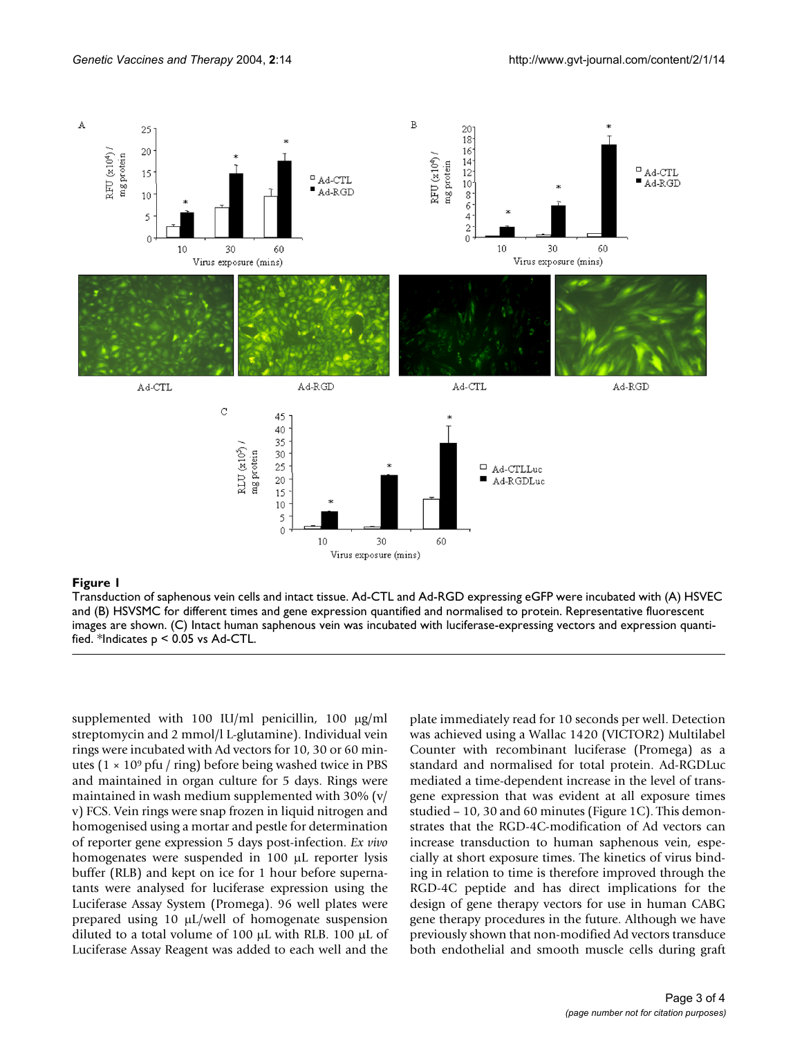**Figure 1**

Transduction of saphenous vein cells and intact tissue. Ad-CTL and Ad-RGD expressing eGFP were incubated with (A) HSVEC and (B) HSVSMC for different times and gene expression quantified and normalised to protein. Representative fluorescent images are shown. (C) Intact human saphenous vein was incubated with luciferase-expressing vectors and expression quantified. *Indicates $p < 0.05$ vs Ad-CTL.

supplemented with 100 IU/ml penicillin, 100 μg/ml streptomycin and 2 mmol/l L-glutamine). Individual vein rings were incubated with Ad vectors for 10, 30 or 60 minutes ($1 \times 10^9$ pfu / ring) before being washed twice in PBS and maintained in organ culture for 5 days. Rings were maintained in wash medium supplemented with 30% (v/v) FCS. Vein rings were snap frozen in liquid nitrogen and homogenised using a mortar and pestle for determination of reporter gene expression 5 days post-infection. *Ex vivo* homogenates were suspended in 100 μL reporter lysis buffer (RLB) and kept on ice for 1 hour before supernatants were analysed for luciferase expression using the Luciferase Assay System (Promega). 96 well plates were prepared using 10 μL/well of homogenate suspension diluted to a total volume of 100 μL with RLB. 100 μL of Luciferase Assay Reagent was added to each well and the plate immediately read for 10 seconds per well. Detection was achieved using a Wallac 1420 (VICTOR2) Multilabel Counter with recombinant luciferase (Promega) as a standard and normalised for total protein. Ad-RGDLuc mediated a time-dependent increase in the level of transgene expression that was evident at all exposure times studied – 10, 30 and 60 minutes (Figure 1C). This demonstrates that the RGD-4C-modification of Ad vectors can increase transduction to human saphenous vein, especially at short exposure times. The kinetics of virus binding in relation to time is therefore improved through the RGD-4C peptide and has direct implications for the design of gene therapy vectors for use in human CABG gene therapy procedures in the future. Although we have previously shown that non-modified Ad vectors transduce both endothelial and smooth muscle cells during graft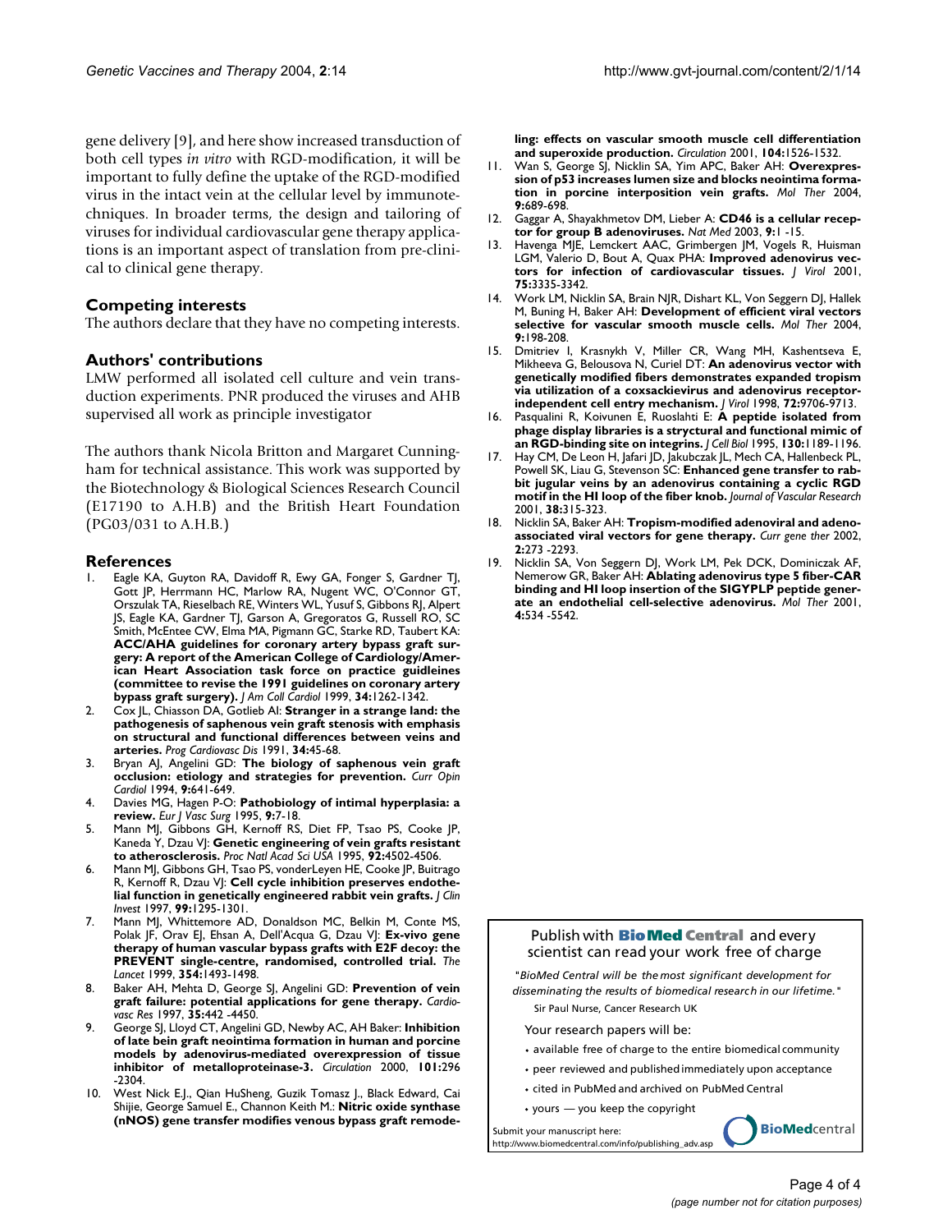gene delivery [9], and here show increased transduction of both cell types *in vitro* with RGD-modification, it will be important to fully define the uptake of the RGD-modified virus in the intact vein at the cellular level by immunotechniques. In broader terms, the design and tailoring of viruses for individual cardiovascular gene therapy applications is an important aspect of translation from pre-clinical to clinical gene therapy.

## Competing interests

The authors declare that they have no competing interests.

## Authors' contributions

LMW performed all isolated cell culture and vein transduction experiments. PNR produced the viruses and AHB supervised all work as principle investigator

The authors thank Nicola Britton and Margaret Cunningham for technical assistance. This work was supported by the Biotechnology & Biological Sciences Research Council (E17190 to A.H.B) and the British Heart Foundation (PG03/031 to A.H.B.)

## References

1. Eagle KA, Guyton RA, Davidoff R, Ewy GA, Fonger S, Gardner TJ, Gott JP, Herrmann HC, Marlow RA, Nugent WC, O'Connor GT, Orszulak TA, Rieselbach RE, Winters WL, Yusuf S, Gibbons RJ, Alpert JS, Eagle KA, Gardner TJ, Garson A, Gregoratos G, Russell RO, SC Smith, McEntee CW, Elma MA, Pigmann GC, Starke RD, Taubert KA: **ACC/AHA guidelines for coronary artery bypass graft surgery: A report of the American College of Cardiology/American Heart Association task force on practice guidleines (committee to revise the 1991 guidelines on coronary artery bypass graft surgery).** *J Am Coll Cardiol* 1999, **34:**1262-1342.
2. Cox JL, Chiasson DA, Gotlieb AI: **Stranger in a strange land: the pathogenesis of saphenous vein graft stenosis with emphasis on structural and functional differences between veins and arteries.** *Prog Cardiovasc Dis* 1991, **34:**45-68.
3. Bryan AJ, Angelini GD: **The biology of saphenous vein graft occlusion: etiology and strategies for prevention.** *Curr Opin Cardiol* 1994, **9:**641-649.
4. Davies MG, Hagen P-O: **Pathobiology of intimal hyperplasia: a review.** *Eur J Vasc Surg* 1995, **9:**7-18.
5. Mann MJ, Gibbons GH, Kernoff RS, Diet FP, Tsao PS, Cooke JP, Kaneda Y, Dzau VJ: **Genetic engineering of vein grafts resistant to atherosclerosis.** *Proc Natl Acad Sci USA* 1995, **92:**4502-4506.
6. Mann MJ, Gibbons GH, Tsao PS, vonderLeyen HE, Cooke JP, Buitrago R, Kernoff R, Dzau VJ: **Cell cycle inhibition preserves endothelial function in genetically engineered rabbit vein grafts.** *J Clin Invest* 1997, **99:**1295-1301.
7. Mann MJ, Whittemore AD, Donaldson MC, Belkin M, Conte MS, Polak JF, Orav EJ, Ehsan A, Dell'Acqua G, Dzau VJ: **Ex-vivo gene therapy of human vascular bypass grafts with E2F decoy: the PREVENT single-centre, randomised, controlled trial.** *The Lancet* 1999, **354:**1493-1498.
8. Baker AH, Mehta D, George SJ, Angelini GD: **Prevention of vein graft failure: potential applications for gene therapy.** *Cardiovasc Res* 1997, **35:**442 -4450.
9. George SJ, Lloyd CT, Angelini GD, Newby AC, AH Baker: **Inhibition of late bein graft neointima formation in human and porcine models by adenovirus-mediated overexpression of tissue inhibitor of metalloproteinase-3.** *Circulation* 2000, **101:**296 -2304.
10. West Nick E.J., Qian HuSheng, Guzik Tomasz J., Black Edward, Cai Shijie, George Samuel E., Channon Keith M.: **Nitric oxide synthase (nNOS) gene transfer modifies venous bypass graft remodeling: effects on vascular smooth muscle cell differentiation and superoxide production.** *Circulation* 2001, **104:**1526-1532.
11. Wan S, George SJ, Nicklin SA, Yim APC, Baker AH: **Overexpression of p53 increases lumen size and blocks neointima formation in porcine interposition vein grafts.** *Mol Ther* 2004, **9:**689-698.
12. Gaggar A, Shayakhmetov DM, Lieber A: **CD46 is a cellular receptor for group B adenoviruses.** *Nat Med* 2003, **9:**1 -15.
13. Havenga MJE, Lemckert AAC, Grimbergen JM, Vogels R, Huisman LGM, Valerio D, Bout A, Quax PHA: **Improved adenovirus vectors for infection of cardiovascular tissues.** *J Virol* 2001, **75:**3335-3342.
14. Work LM, Nicklin SA, Brain NJR, Dishart KL, Von Seggern DJ, Hallek M, Buning H, Baker AH: **Development of efficient viral vectors selective for vascular smooth muscle cells.** *Mol Ther* 2004, **9:**198-208.
15. Dmitriev I, Krasnykh V, Miller CR, Wang MH, Kashentseva E, Mikheeva G, Belousova N, Curiel DT: **An adenovirus vector with genetically modified fibers demonstrates expanded tropism via utilization of a coxsackievirus and adenovirus receptor-independent cell entry mechanism.** *J Virol* 1998, **72:**9706-9713.
16. Pasqualini R, Koivunen E, Ruoslahti E: **A peptide isolated from phage display libraries is a stryctural and functional mimic of an RGD-binding site on integrins.** *J Cell Biol* 1995, **130:**1189-1196.
17. Hay CM, De Leon H, Jafari JD, Jakubczak JL, Mech CA, Hallenbeck PL, Powell SK, Liau G, Stevenson SC: **Enhanced gene transfer to rabbit jugular veins by an adenovirus containing a cyclic RGD motif in the HI loop of the fiber knob.** *Journal of Vascular Research* 2001, **38:**315-323.
18. Nicklin SA, Baker AH: **Tropism-modified adenoviral and adeno-associated viral vectors for gene therapy.** *Curr gene ther* 2002, **2:**273 -2293.
19. Nicklin SA, Von Seggern DJ, Work LM, Pek DCK, Dominiczak AF, Nemerow GR, Baker AH: **Ablating adenovirus type 5 fiber-CAR binding and HI loop insertion of the SIGYPLP peptide generate an endothelial cell-selective adenovirus.** *Mol Ther* 2001, **4:**534 -5542.

Publish with **BioMed Central** and every scientist can read your work free of charge

*"BioMed Central will be the most significant development for disseminating the results of biomedical research in our lifetime."*

Sir Paul Nurse, Cancer Research UK

Your research papers will be:

- available free of charge to the entire biomedical community
- peer reviewed and published immediately upon acceptance
- cited in PubMed and archived on PubMed Central
- yours — you keep the copyright

Submit your manuscript here:
http://www.biomedcentral.com/info/publishing_adv.asp

BioMedcentral